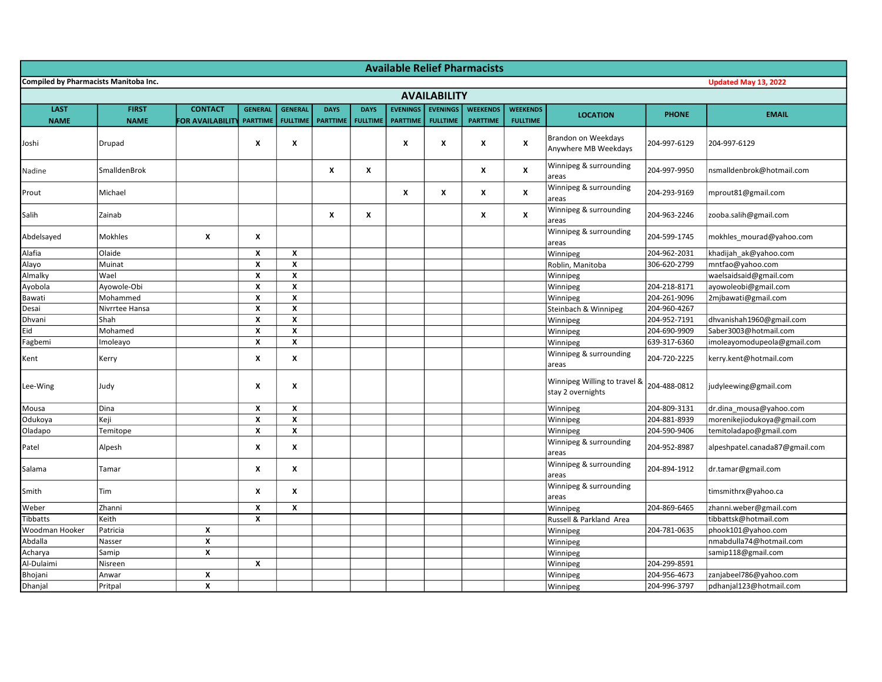# Available Relief Pharmacists

**Compiled by Pharmacists Manitoba Inc.**

Updated May 13, 2022

## AVAILABILITY

| LAST NAME | FIRST NAME | CONTACT FOR AVAILABILITY | GENERAL PARTTIME | GENERAL FULLTIME | DAYS PARTTIME | DAYS FULLTIME | EVENINGS PARTTIME | EVENINGS FULLTIME | WEEKENDS PARTTIME | WEEKENDS FULLTIME | LOCATION | PHONE | EMAIL |
|---|---|---|---|---|---|---|---|---|---|---|---|---|---|
| Joshi | Drupad | | X | X | | | X | X | X | X | Brandon on Weekdays Anywhere MB Weekdays | 204-997-6129 | 204-997-6129 |
| Nadine | SmalldenBrok | | | | X | X | | | X | X | Winnipeg & surrounding areas | 204-997-9950 | nsmalldenbrok@hotmail.com |
| Prout | Michael | | | | | | X | X | X | X | Winnipeg & surrounding areas | 204-293-9169 | mprout81@gmail.com |
| Salih | Zainab | | | | X | X | | | X | X | Winnipeg & surrounding areas | 204-963-2246 | zooba.salih@gmail.com |
| Abdelsayed | Mokhles | X | X | | | | | | | | Winnipeg & surrounding areas | 204-599-1745 | mokhles_mourad@yahoo.com |
| Alafia | Olaide | | X | X | | | | | | | Winnipeg | 204-962-2031 | khadijah_ak@yahoo.com |
| Alayo | Muinat | | X | X | | | | | | | Roblin, Manitoba | 306-620-2799 | mntfao@yahoo.com |
| Almalky | Wael | | X | X | | | | | | | Winnipeg | | waelsaidsaid@gmail.com |
| Ayobola | Ayowole-Obi | | X | X | | | | | | | Winnipeg | 204-218-8171 | ayowoleobi@gmail.com |
| Bawati | Mohammed | | X | X | | | | | | | Winnipeg | 204-261-9096 | 2mjbawati@gmail.com |
| Desai | Nivrrtee Hansa | | X | X | | | | | | | Steinbach & Winnipeg | 204-960-4267 | |
| Dhvani | Shah | | X | X | | | | | | | Winnipeg | 204-952-7191 | dhvanishah1960@gmail.com |
| Eid | Mohamed | | X | X | | | | | | | Winnipeg | 204-690-9909 | Saber3003@hotmail.com |
| Fagbemi | Imoleayo | | X | X | | | | | | | Winnipeg | 639-317-6360 | imoleayomodupeola@gmail.com |
| Kent | Kerry | | X | X | | | | | | | Winnipeg & surrounding areas | 204-720-2225 | kerry.kent@hotmail.com |
| Lee-Wing | Judy | | X | X | | | | | | | Winnipeg Willing to travel & stay 2 overnights | 204-488-0812 | judyleewing@gmail.com |
| Mousa | Dina | | X | X | | | | | | | Winnipeg | 204-809-3131 | dr.dina_mousa@yahoo.com |
| Odukoya | Keji | | X | X | | | | | | | Winnipeg | 204-881-8939 | morenikejiodukoya@gmail.com |
| Oladapo | Temitope | | X | X | | | | | | | Winnipeg | 204-590-9406 | temitoladapo@gmail.com |
| Patel | Alpesh | | X | X | | | | | | | Winnipeg & surrounding areas | 204-952-8987 | alpeshpatel.canada87@gmail.com |
| Salama | Tamar | | X | X | | | | | | | Winnipeg & surrounding areas | 204-894-1912 | dr.tamar@gmail.com |
| Smith | Tim | | X | X | | | | | | | Winnipeg & surrounding areas | | timsmithrx@yahoo.ca |
| Weber | Zhanni | | X | X | | | | | | | Winnipeg | 204-869-6465 | zhanni.weber@gmail.com |
| Tibbatts | Keith | | X | | | | | | | | Russell & Parkland Area | | tibbattsk@hotmail.com |
| Woodman Hooker | Patricia | X | | | | | | | | | Winnipeg | 204-781-0635 | phook101@yahoo.com |
| Abdalla | Nasser | X | | | | | | | | | Winnipeg | | nmabdulla74@hotmail.com |
| Acharya | Samip | X | | | | | | | | | Winnipeg | | samip118@gmail.com |
| Al-Dulaimi | Nisreen | | X | | | | | | | | Winnipeg | 204-299-8591 | |
| Bhojani | Anwar | X | | | | | | | | | Winnipeg | 204-956-4673 | zanjabeel786@yahoo.com |
| Dhanjal | Pritpal | X | | | | | | | | | Winnipeg | 204-996-3797 | pdhanjal123@hotmail.com |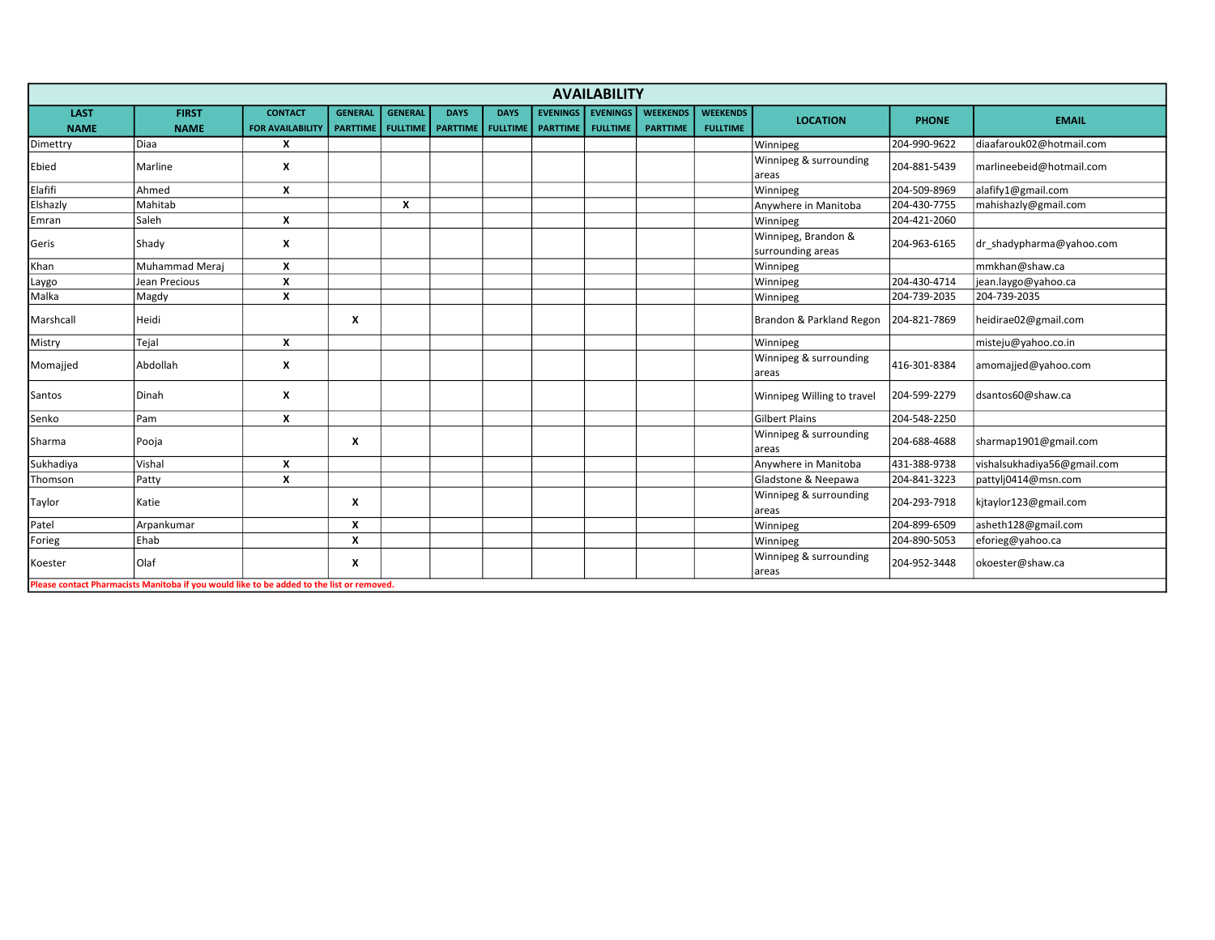| AVAILABILITY | | | | | | | | | | | | | |
|---|---|---|---|---|---|---|---|---|---|---|---|---|---|
| LAST NAME | FIRST NAME | CONTACT FOR AVAILABILITY | GENERAL PARTTIME | GENERAL FULLTIME | DAYS PARTTIME | DAYS FULLTIME | EVENINGS PARTTIME | EVENINGS FULLTIME | WEEKENDS PARTTIME | WEEKENDS FULLTIME | LOCATION | PHONE | EMAIL |
| Dimettry | Diaa | X | | | | | | | | | Winnipeg | 204-990-9622 | diaafarouk02@hotmail.com |
| Ebied | Marline | X | | | | | | | | | Winnipeg & surrounding areas | 204-881-5439 | marlineebeid@hotmail.com |
| Elafifi | Ahmed | X | | | | | | | | | Winnipeg | 204-509-8969 | alafify1@gmail.com |
| Elshazly | Mahitab | | | X | | | | | | | Anywhere in Manitoba | 204-430-7755 | mahishazly@gmail.com |
| Emran | Saleh | X | | | | | | | | | Winnipeg | 204-421-2060 | |
| Geris | Shady | X | | | | | | | | | Winnipeg, Brandon & surrounding areas | 204-963-6165 | dr_shadypharma@yahoo.com |
| Khan | Muhammad Meraj | X | | | | | | | | | Winnipeg | | mmkhan@shaw.ca |
| Laygo | Jean Precious | X | | | | | | | | | Winnipeg | 204-430-4714 | jean.laygo@yahoo.ca |
| Malka | Magdy | X | | | | | | | | | Winnipeg | 204-739-2035 | 204-739-2035 |
| Marshcall | Heidi | | X | | | | | | | | Brandon & Parkland Regon | 204-821-7869 | heidirae02@gmail.com |
| Mistry | Tejal | X | | | | | | | | | Winnipeg | | misteju@yahoo.co.in |
| Momajjed | Abdollah | X | | | | | | | | | Winnipeg & surrounding areas | 416-301-8384 | amomajjed@yahoo.com |
| Santos | Dinah | X | | | | | | | | | Winnipeg Willing to travel | 204-599-2279 | dsantos60@shaw.ca |
| Senko | Pam | X | | | | | | | | | Gilbert Plains | 204-548-2250 | |
| Sharma | Pooja | | X | | | | | | | | Winnipeg & surrounding areas | 204-688-4688 | sharmap1901@gmail.com |
| Sukhadiya | Vishal | X | | | | | | | | | Anywhere in Manitoba | 431-388-9738 | vishalsukhadiya56@gmail.com |
| Thomson | Patty | X | | | | | | | | | Gladstone & Neepawa | 204-841-3223 | pattylj0414@msn.com |
| Taylor | Katie | | X | | | | | | | | Winnipeg & surrounding areas | 204-293-7918 | kjtaylor123@gmail.com |
| Patel | Arpankumar | | X | | | | | | | | Winnipeg | 204-899-6509 | asheth128@gmail.com |
| Forieg | Ehab | | X | | | | | | | | Winnipeg | 204-890-5053 | eforieg@yahoo.ca |
| Koester | Olaf | | X | | | | | | | | Winnipeg & surrounding areas | 204-952-3448 | okoester@shaw.ca |

**Please contact Pharmacists Manitoba if you would like to be added to the list or removed.**